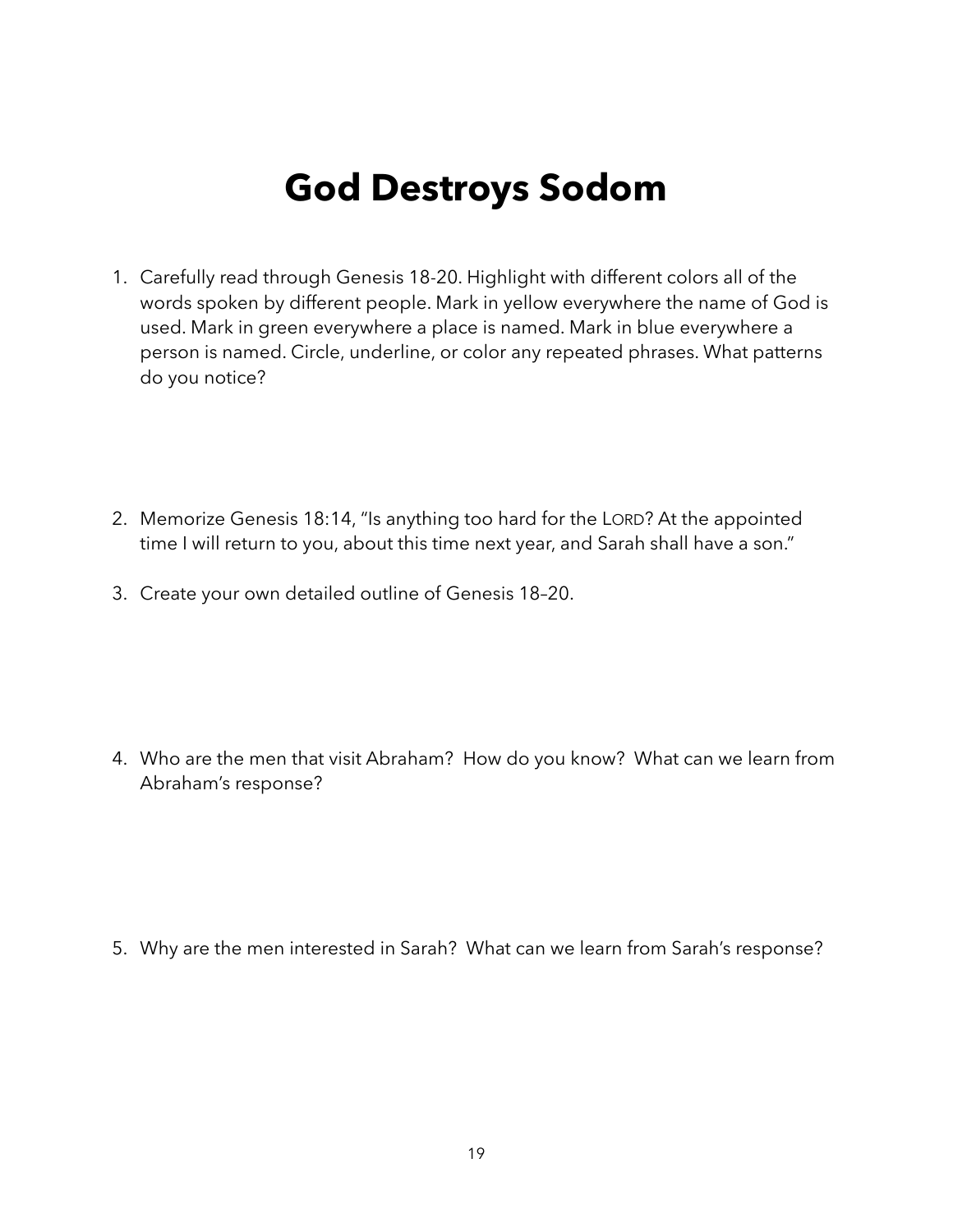# God Destroys Sodom

1. Carefully read through Genesis 18-20. Highlight with different colors all of the words spoken by different people. Mark in yellow everywhere the name of God is used. Mark in green everywhere a place is named. Mark in blue everywhere a person is named. Circle, underline, or color any repeated phrases. What patterns do you notice?

2. Memorize Genesis 18:14, "Is anything too hard for the LORD? At the appointed time I will return to you, about this time next year, and Sarah shall have a son."

3. Create your own detailed outline of Genesis 18–20.

4. Who are the men that visit Abraham? How do you know? What can we learn from Abraham's response?

5. Why are the men interested in Sarah? What can we learn from Sarah's response?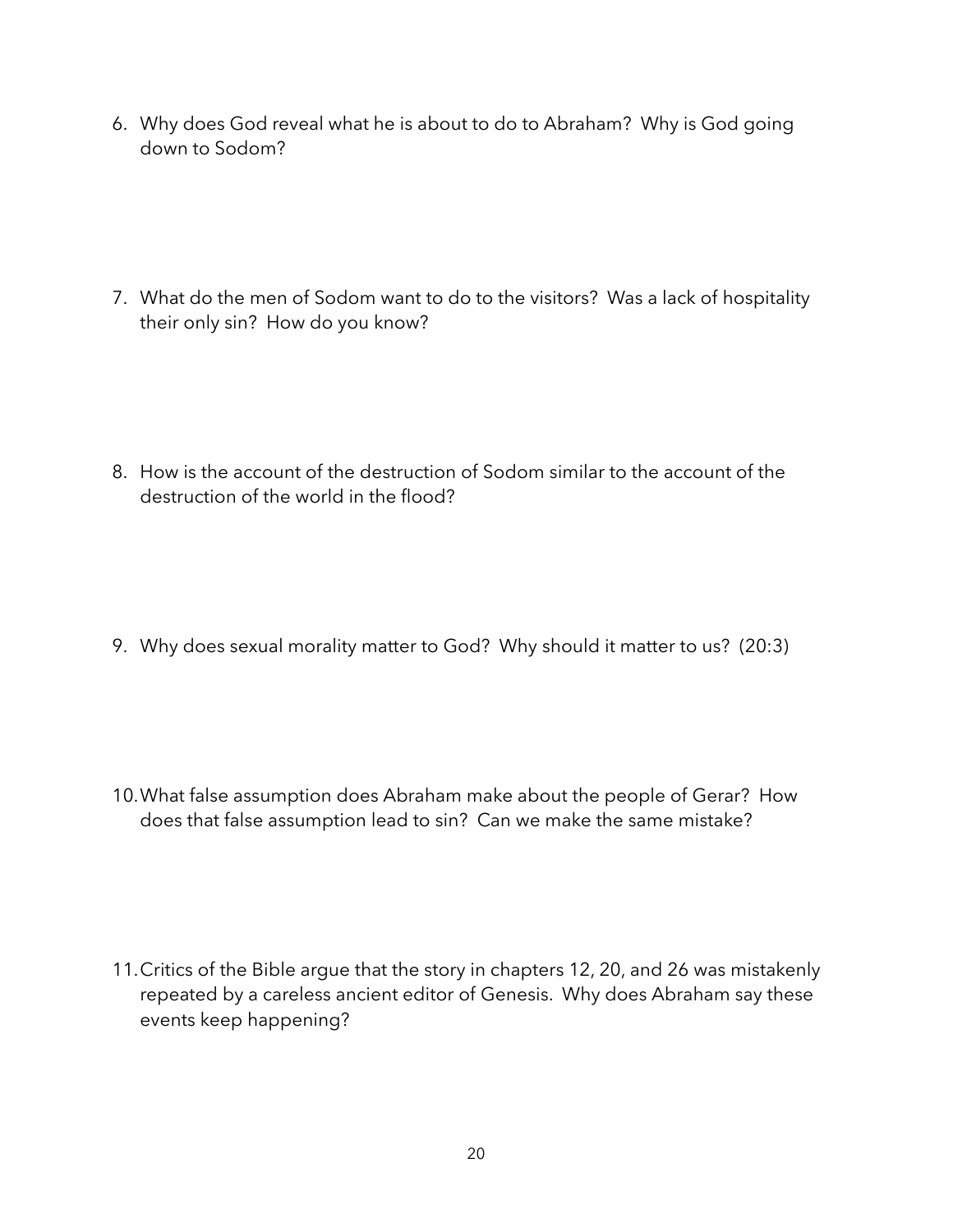6. Why does God reveal what he is about to do to Abraham? Why is God going down to Sodom?

7. What do the men of Sodom want to do to the visitors? Was a lack of hospitality their only sin? How do you know?

8. How is the account of the destruction of Sodom similar to the account of the destruction of the world in the flood?

9. Why does sexual morality matter to God? Why should it matter to us? (20:3)

10. What false assumption does Abraham make about the people of Gerar? How does that false assumption lead to sin? Can we make the same mistake?

11. Critics of the Bible argue that the story in chapters 12, 20, and 26 was mistakenly repeated by a careless ancient editor of Genesis. Why does Abraham say these events keep happening?